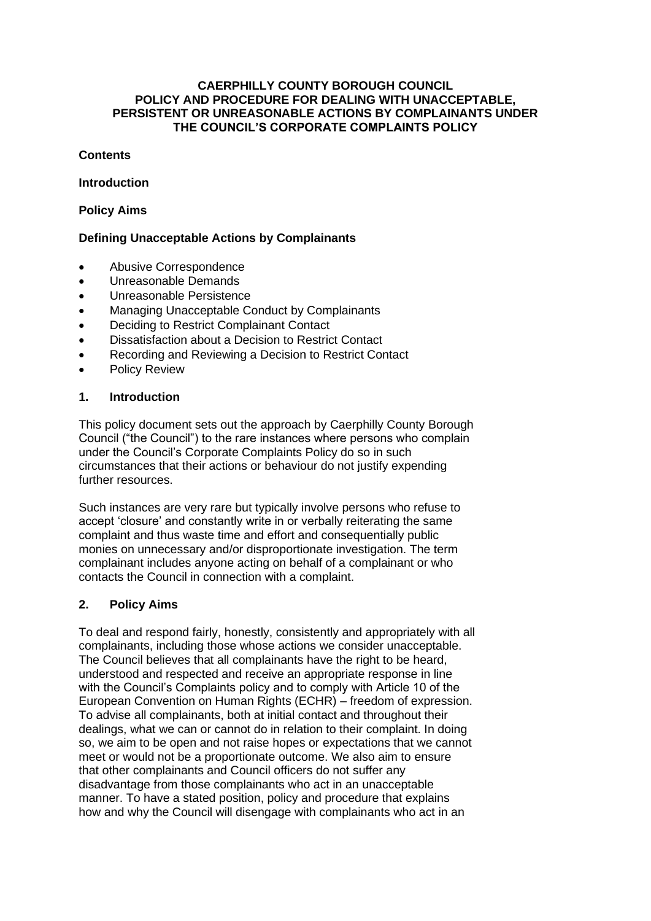# CAERPHILLY COUNTY BOROUGH COUNCIL POLICY AND PROCEDURE FOR DEALING WITH UNACCEPTABLE, PERSISTENT OR UNREASONABLE ACTIONS BY COMPLAINANTS UNDER THE COUNCIL'S CORPORATE COMPLAINTS POLICY

**Contents**

**Introduction**

**Policy Aims**

**Defining Unacceptable Actions by Complainants**

- Abusive Correspondence
- Unreasonable Demands
- Unreasonable Persistence
- Managing Unacceptable Conduct by Complainants
- Deciding to Restrict Complainant Contact
- Dissatisfaction about a Decision to Restrict Contact
- Recording and Reviewing a Decision to Restrict Contact
- Policy Review

## 1. Introduction

This policy document sets out the approach by Caerphilly County Borough Council ("the Council") to the rare instances where persons who complain under the Council's Corporate Complaints Policy do so in such circumstances that their actions or behaviour do not justify expending further resources.

Such instances are very rare but typically involve persons who refuse to accept 'closure' and constantly write in or verbally reiterating the same complaint and thus waste time and effort and consequentially public monies on unnecessary and/or disproportionate investigation. The term complainant includes anyone acting on behalf of a complainant or who contacts the Council in connection with a complaint.

## 2. Policy Aims

To deal and respond fairly, honestly, consistently and appropriately with all complainants, including those whose actions we consider unacceptable. The Council believes that all complainants have the right to be heard, understood and respected and receive an appropriate response in line with the Council's Complaints policy and to comply with Article 10 of the European Convention on Human Rights (ECHR) – freedom of expression. To advise all complainants, both at initial contact and throughout their dealings, what we can or cannot do in relation to their complaint. In doing so, we aim to be open and not raise hopes or expectations that we cannot meet or would not be a proportionate outcome. We also aim to ensure that other complainants and Council officers do not suffer any disadvantage from those complainants who act in an unacceptable manner. To have a stated position, policy and procedure that explains how and why the Council will disengage with complainants who act in an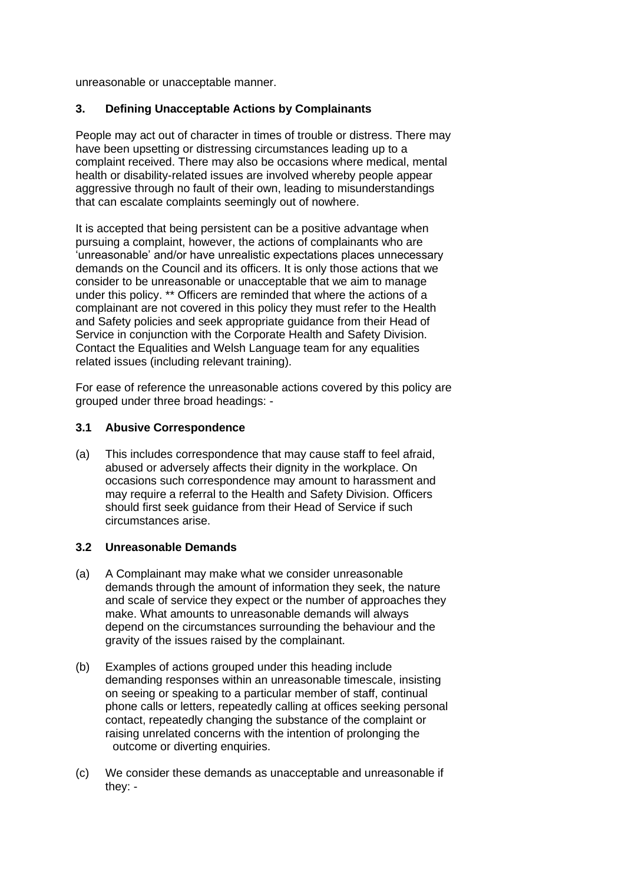unreasonable or unacceptable manner.

## 3. Defining Unacceptable Actions by Complainants

People may act out of character in times of trouble or distress. There may have been upsetting or distressing circumstances leading up to a complaint received. There may also be occasions where medical, mental health or disability-related issues are involved whereby people appear aggressive through no fault of their own, leading to misunderstandings that can escalate complaints seemingly out of nowhere.

It is accepted that being persistent can be a positive advantage when pursuing a complaint, however, the actions of complainants who are 'unreasonable' and/or have unrealistic expectations places unnecessary demands on the Council and its officers. It is only those actions that we consider to be unreasonable or unacceptable that we aim to manage under this policy. ** Officers are reminded that where the actions of a complainant are not covered in this policy they must refer to the Health and Safety policies and seek appropriate guidance from their Head of Service in conjunction with the Corporate Health and Safety Division. Contact the Equalities and Welsh Language team for any equalities related issues (including relevant training).

For ease of reference the unreasonable actions covered by this policy are grouped under three broad headings: -

### 3.1 Abusive Correspondence

(a) This includes correspondence that may cause staff to feel afraid, abused or adversely affects their dignity in the workplace. On occasions such correspondence may amount to harassment and may require a referral to the Health and Safety Division. Officers should first seek guidance from their Head of Service if such circumstances arise.

### 3.2 Unreasonable Demands

(a) A Complainant may make what we consider unreasonable demands through the amount of information they seek, the nature and scale of service they expect or the number of approaches they make. What amounts to unreasonable demands will always depend on the circumstances surrounding the behaviour and the gravity of the issues raised by the complainant.

(b) Examples of actions grouped under this heading include demanding responses within an unreasonable timescale, insisting on seeing or speaking to a particular member of staff, continual phone calls or letters, repeatedly calling at offices seeking personal contact, repeatedly changing the substance of the complaint or raising unrelated concerns with the intention of prolonging the outcome or diverting enquiries.

(c) We consider these demands as unacceptable and unreasonable if they: -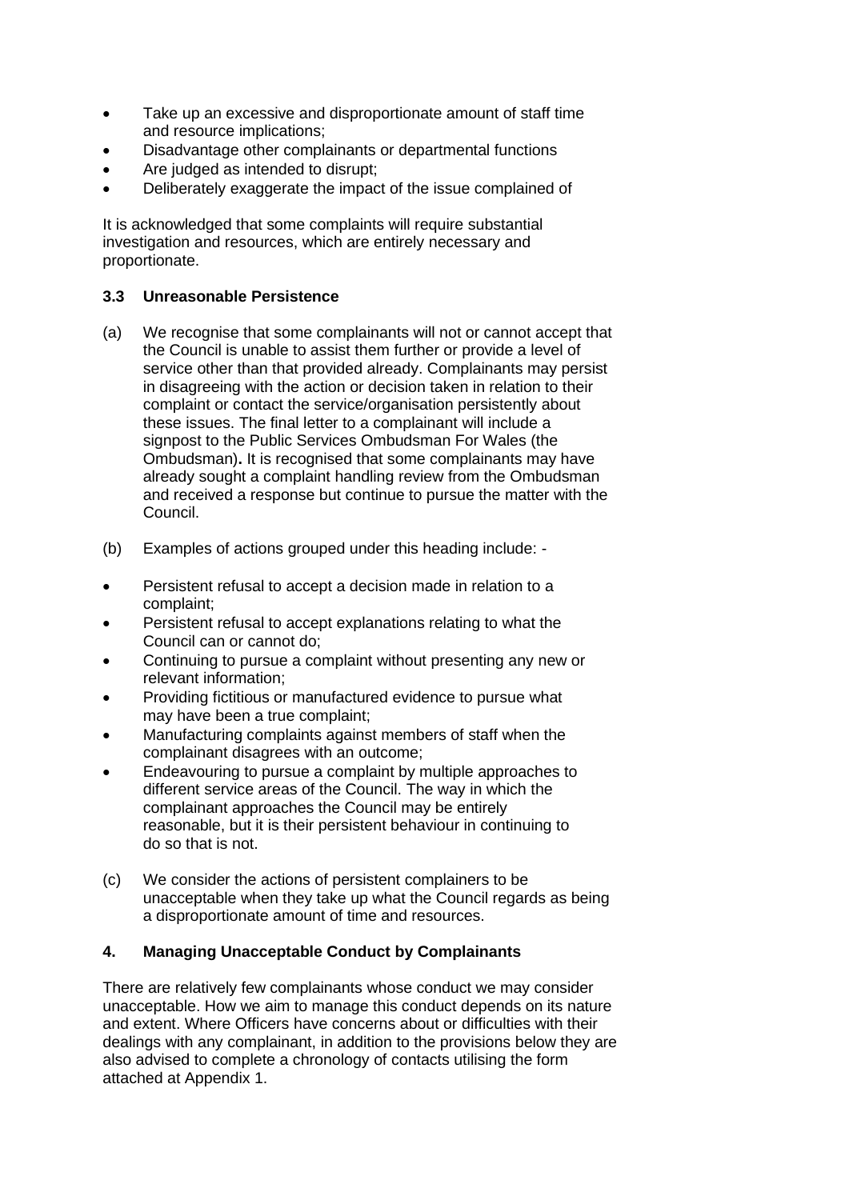- Take up an excessive and disproportionate amount of staff time and resource implications;
- Disadvantage other complainants or departmental functions
- Are judged as intended to disrupt;
- Deliberately exaggerate the impact of the issue complained of

It is acknowledged that some complaints will require substantial investigation and resources, which are entirely necessary and proportionate.

### 3.3 Unreasonable Persistence

(a) We recognise that some complainants will not or cannot accept that the Council is unable to assist them further or provide a level of service other than that provided already. Complainants may persist in disagreeing with the action or decision taken in relation to their complaint or contact the service/organisation persistently about these issues. The final letter to a complainant will include a signpost to the Public Services Ombudsman For Wales (the Ombudsman)**.** It is recognised that some complainants may have already sought a complaint handling review from the Ombudsman and received a response but continue to pursue the matter with the Council.

(b) Examples of actions grouped under this heading include: -

- Persistent refusal to accept a decision made in relation to a complaint;
- Persistent refusal to accept explanations relating to what the Council can or cannot do;
- Continuing to pursue a complaint without presenting any new or relevant information;
- Providing fictitious or manufactured evidence to pursue what may have been a true complaint;
- Manufacturing complaints against members of staff when the complainant disagrees with an outcome;
- Endeavouring to pursue a complaint by multiple approaches to different service areas of the Council. The way in which the complainant approaches the Council may be entirely reasonable, but it is their persistent behaviour in continuing to do so that is not.

(c) We consider the actions of persistent complainers to be unacceptable when they take up what the Council regards as being a disproportionate amount of time and resources.

## 4. Managing Unacceptable Conduct by Complainants

There are relatively few complainants whose conduct we may consider unacceptable. How we aim to manage this conduct depends on its nature and extent. Where Officers have concerns about or difficulties with their dealings with any complainant, in addition to the provisions below they are also advised to complete a chronology of contacts utilising the form attached at Appendix 1.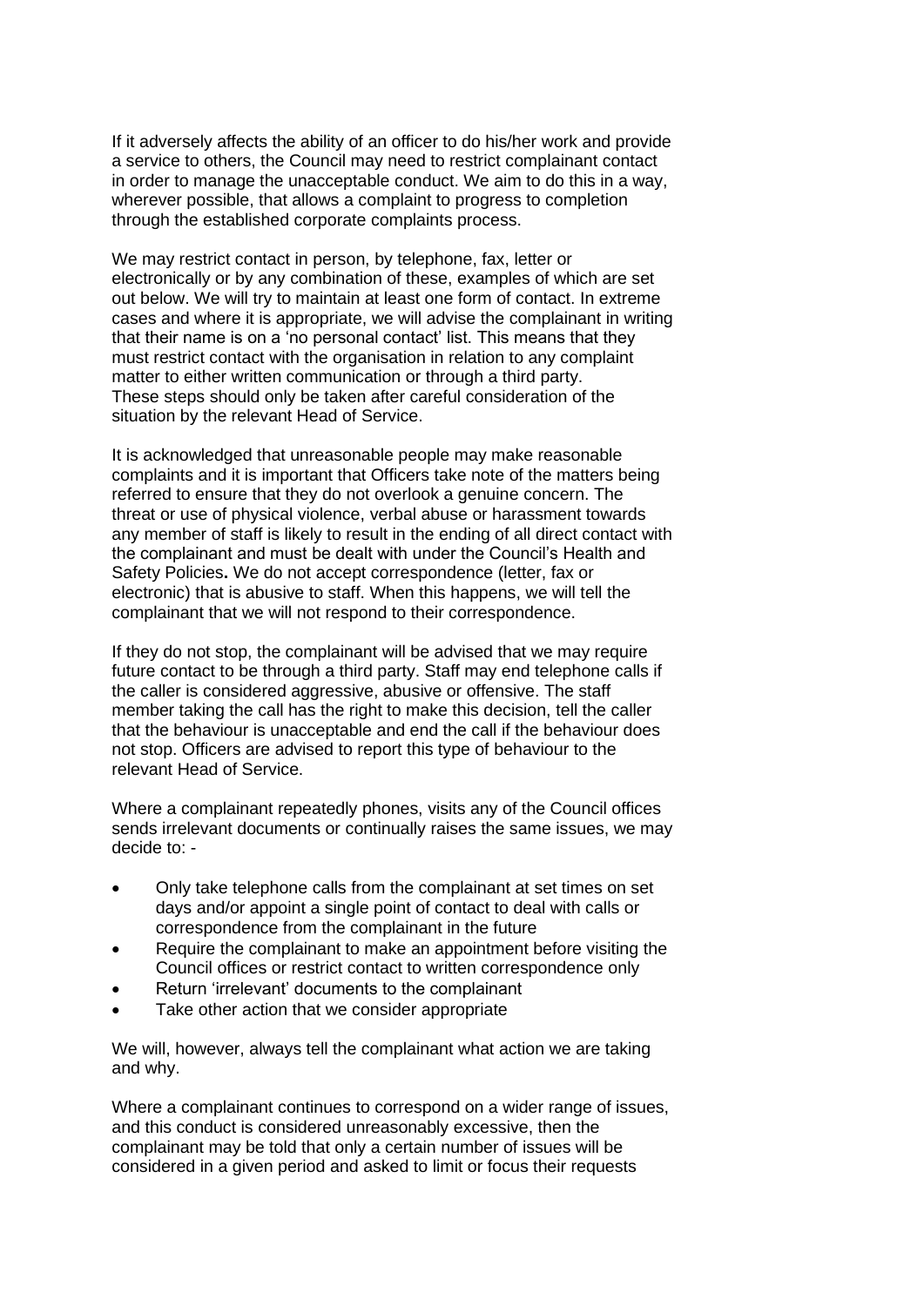If it adversely affects the ability of an officer to do his/her work and provide a service to others, the Council may need to restrict complainant contact in order to manage the unacceptable conduct. We aim to do this in a way, wherever possible, that allows a complaint to progress to completion through the established corporate complaints process.

We may restrict contact in person, by telephone, fax, letter or electronically or by any combination of these, examples of which are set out below. We will try to maintain at least one form of contact. In extreme cases and where it is appropriate, we will advise the complainant in writing that their name is on a 'no personal contact' list. This means that they must restrict contact with the organisation in relation to any complaint matter to either written communication or through a third party. These steps should only be taken after careful consideration of the situation by the relevant Head of Service.

It is acknowledged that unreasonable people may make reasonable complaints and it is important that Officers take note of the matters being referred to ensure that they do not overlook a genuine concern. The threat or use of physical violence, verbal abuse or harassment towards any member of staff is likely to result in the ending of all direct contact with the complainant and must be dealt with under the Council's Health and Safety Policies**.** We do not accept correspondence (letter, fax or electronic) that is abusive to staff. When this happens, we will tell the complainant that we will not respond to their correspondence.

If they do not stop, the complainant will be advised that we may require future contact to be through a third party. Staff may end telephone calls if the caller is considered aggressive, abusive or offensive. The staff member taking the call has the right to make this decision, tell the caller that the behaviour is unacceptable and end the call if the behaviour does not stop. Officers are advised to report this type of behaviour to the relevant Head of Service.

Where a complainant repeatedly phones, visits any of the Council offices sends irrelevant documents or continually raises the same issues, we may decide to: -

- Only take telephone calls from the complainant at set times on set days and/or appoint a single point of contact to deal with calls or correspondence from the complainant in the future
- Require the complainant to make an appointment before visiting the Council offices or restrict contact to written correspondence only
- Return 'irrelevant' documents to the complainant
- Take other action that we consider appropriate

We will, however, always tell the complainant what action we are taking and why.

Where a complainant continues to correspond on a wider range of issues, and this conduct is considered unreasonably excessive, then the complainant may be told that only a certain number of issues will be considered in a given period and asked to limit or focus their requests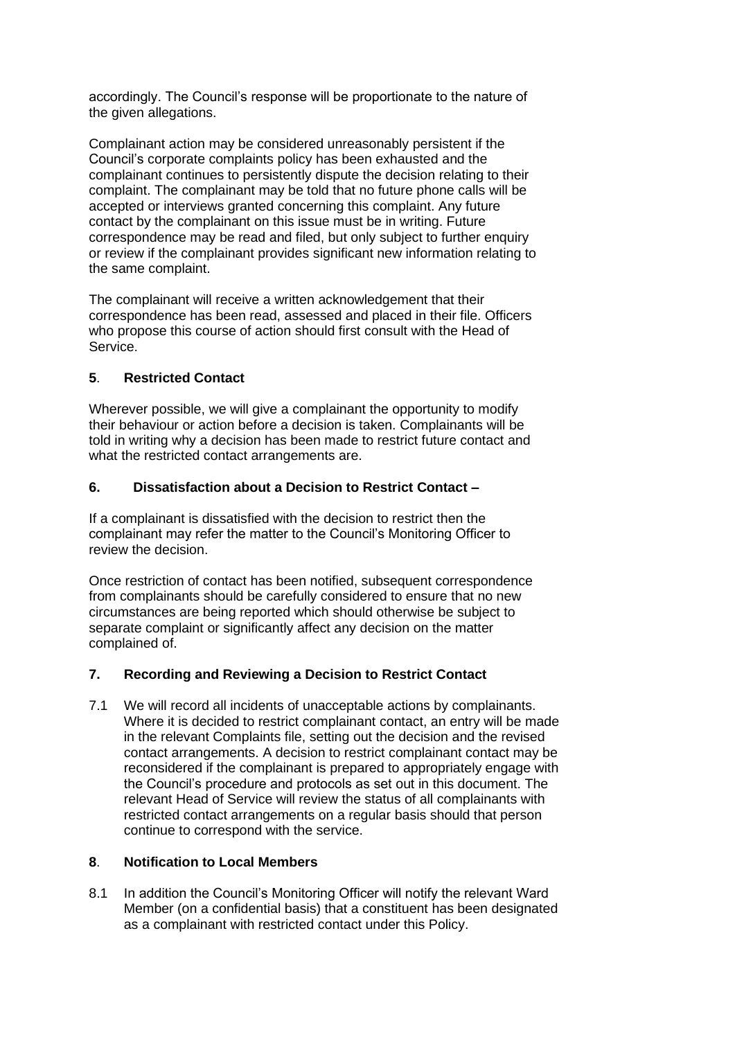accordingly. The Council's response will be proportionate to the nature of the given allegations.

Complainant action may be considered unreasonably persistent if the Council's corporate complaints policy has been exhausted and the complainant continues to persistently dispute the decision relating to their complaint. The complainant may be told that no future phone calls will be accepted or interviews granted concerning this complaint. Any future contact by the complainant on this issue must be in writing. Future correspondence may be read and filed, but only subject to further enquiry or review if the complainant provides significant new information relating to the same complaint.

The complainant will receive a written acknowledgement that their correspondence has been read, assessed and placed in their file. Officers who propose this course of action should first consult with the Head of Service.

## **5**. Restricted Contact

Wherever possible, we will give a complainant the opportunity to modify their behaviour or action before a decision is taken. Complainants will be told in writing why a decision has been made to restrict future contact and what the restricted contact arrangements are.

## 6. Dissatisfaction about a Decision to Restrict Contact –

If a complainant is dissatisfied with the decision to restrict then the complainant may refer the matter to the Council's Monitoring Officer to review the decision.

Once restriction of contact has been notified, subsequent correspondence from complainants should be carefully considered to ensure that no new circumstances are being reported which should otherwise be subject to separate complaint or significantly affect any decision on the matter complained of.

## 7. Recording and Reviewing a Decision to Restrict Contact

7.1 We will record all incidents of unacceptable actions by complainants. Where it is decided to restrict complainant contact, an entry will be made in the relevant Complaints file, setting out the decision and the revised contact arrangements. A decision to restrict complainant contact may be reconsidered if the complainant is prepared to appropriately engage with the Council's procedure and protocols as set out in this document. The relevant Head of Service will review the status of all complainants with restricted contact arrangements on a regular basis should that person continue to correspond with the service.

## **8**. Notification to Local Members

8.1 In addition the Council's Monitoring Officer will notify the relevant Ward Member (on a confidential basis) that a constituent has been designated as a complainant with restricted contact under this Policy.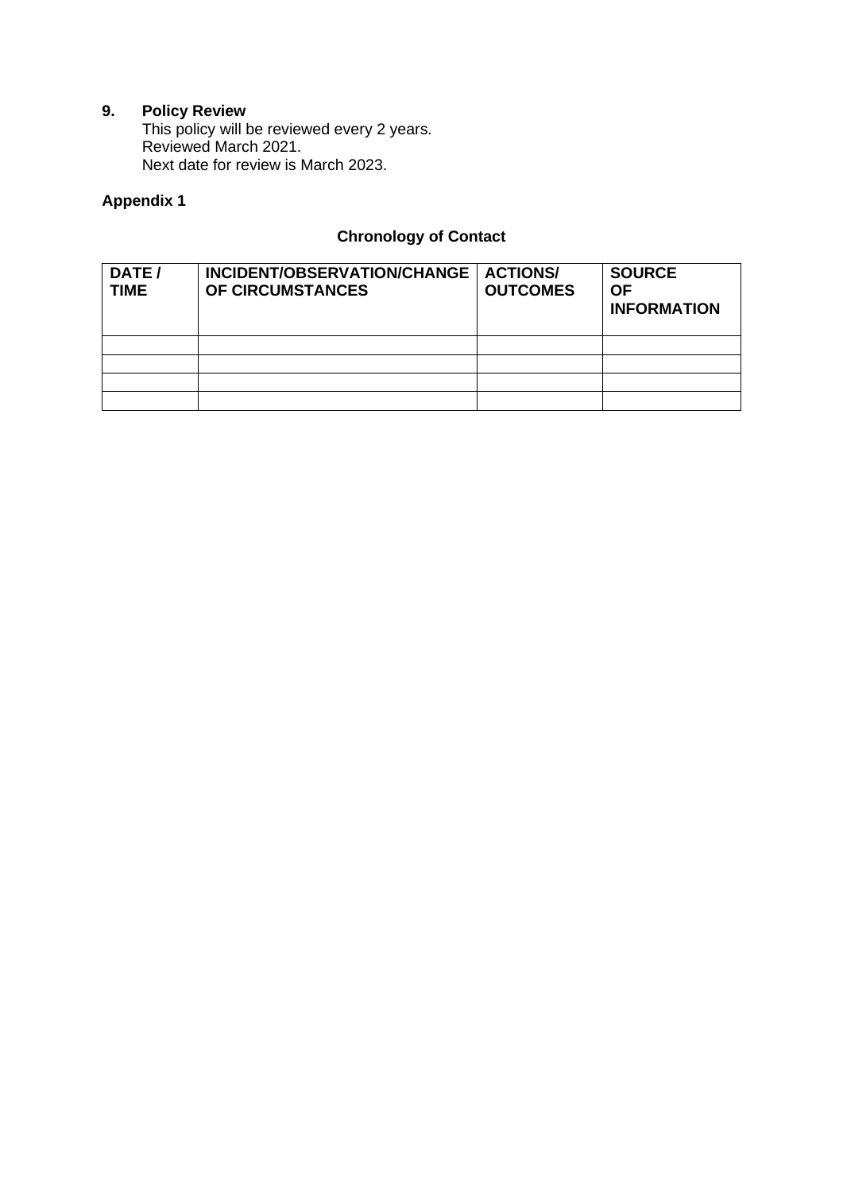## 9. Policy Review

This policy will be reviewed every 2 years.
Reviewed March 2021.
Next date for review is March 2023.

**Appendix 1**

### Chronology of Contact

| DATE / TIME | INCIDENT/OBSERVATION/CHANGE OF CIRCUMSTANCES | ACTIONS/ OUTCOMES | SOURCE OF INFORMATION |
|---|---|---|---|
| | | | |
| | | | |
| | | | |
| | | | |